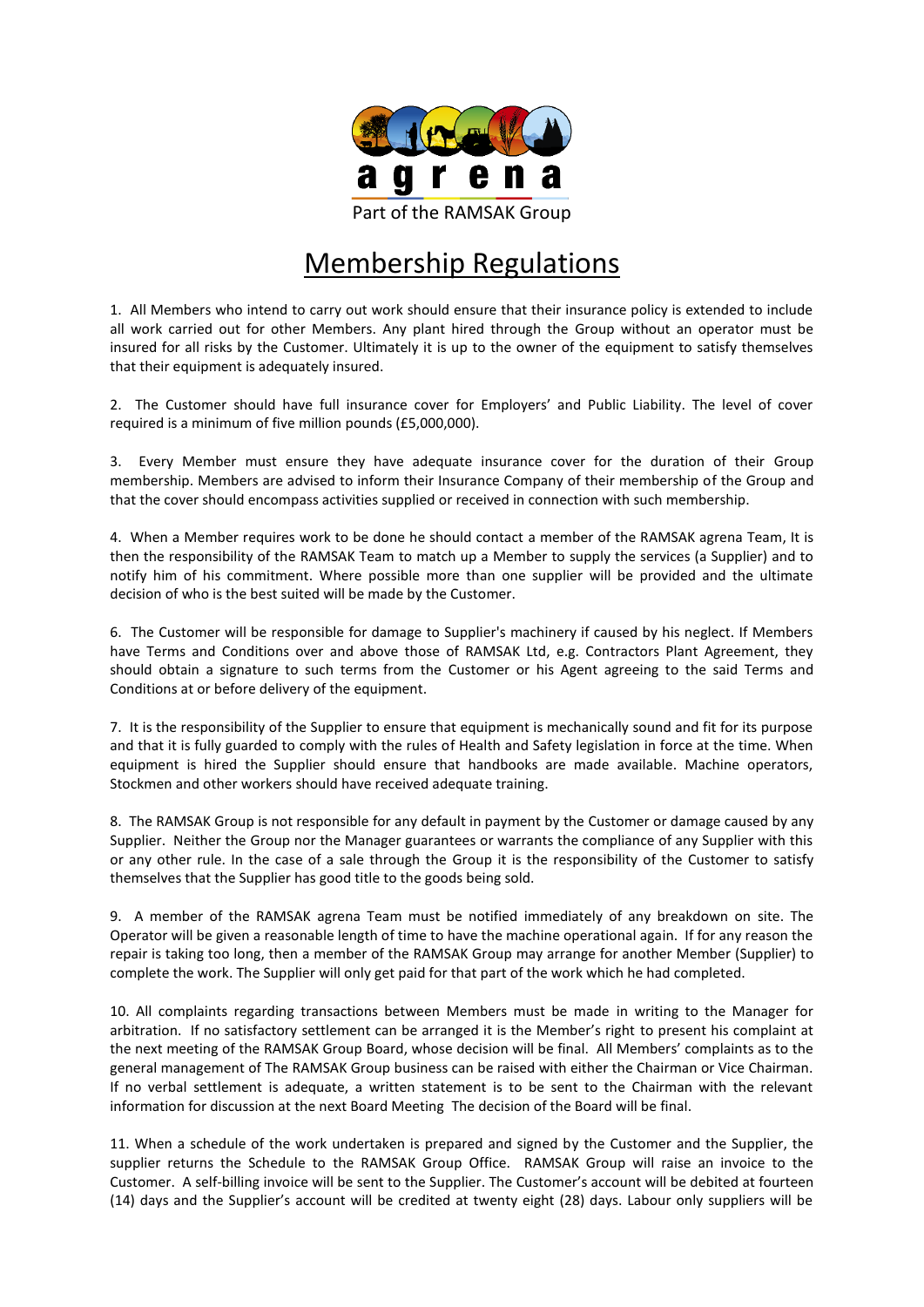agrena

Part of the RAMSAK Group

# Membership Regulations

1. All Members who intend to carry out work should ensure that their insurance policy is extended to include all work carried out for other Members. Any plant hired through the Group without an operator must be insured for all risks by the Customer. Ultimately it is up to the owner of the equipment to satisfy themselves that their equipment is adequately insured.

2. The Customer should have full insurance cover for Employers' and Public Liability. The level of cover required is a minimum of five million pounds (£5,000,000).

3. Every Member must ensure they have adequate insurance cover for the duration of their Group membership. Members are advised to inform their Insurance Company of their membership of the Group and that the cover should encompass activities supplied or received in connection with such membership.

4. When a Member requires work to be done he should contact a member of the RAMSAK agrena Team, It is then the responsibility of the RAMSAK Team to match up a Member to supply the services (a Supplier) and to notify him of his commitment. Where possible more than one supplier will be provided and the ultimate decision of who is the best suited will be made by the Customer.

6. The Customer will be responsible for damage to Supplier's machinery if caused by his neglect. If Members have Terms and Conditions over and above those of RAMSAK Ltd, e.g. Contractors Plant Agreement, they should obtain a signature to such terms from the Customer or his Agent agreeing to the said Terms and Conditions at or before delivery of the equipment.

7. It is the responsibility of the Supplier to ensure that equipment is mechanically sound and fit for its purpose and that it is fully guarded to comply with the rules of Health and Safety legislation in force at the time. When equipment is hired the Supplier should ensure that handbooks are made available. Machine operators, Stockmen and other workers should have received adequate training.

8. The RAMSAK Group is not responsible for any default in payment by the Customer or damage caused by any Supplier. Neither the Group nor the Manager guarantees or warrants the compliance of any Supplier with this or any other rule. In the case of a sale through the Group it is the responsibility of the Customer to satisfy themselves that the Supplier has good title to the goods being sold.

9. A member of the RAMSAK agrena Team must be notified immediately of any breakdown on site. The Operator will be given a reasonable length of time to have the machine operational again. If for any reason the repair is taking too long, then a member of the RAMSAK Group may arrange for another Member (Supplier) to complete the work. The Supplier will only get paid for that part of the work which he had completed.

10. All complaints regarding transactions between Members must be made in writing to the Manager for arbitration. If no satisfactory settlement can be arranged it is the Member's right to present his complaint at the next meeting of the RAMSAK Group Board, whose decision will be final. All Members' complaints as to the general management of The RAMSAK Group business can be raised with either the Chairman or Vice Chairman. If no verbal settlement is adequate, a written statement is to be sent to the Chairman with the relevant information for discussion at the next Board Meeting The decision of the Board will be final.

11. When a schedule of the work undertaken is prepared and signed by the Customer and the Supplier, the supplier returns the Schedule to the RAMSAK Group Office. RAMSAK Group will raise an invoice to the Customer. A self-billing invoice will be sent to the Supplier. The Customer's account will be debited at fourteen (14) days and the Supplier's account will be credited at twenty eight (28) days. Labour only suppliers will be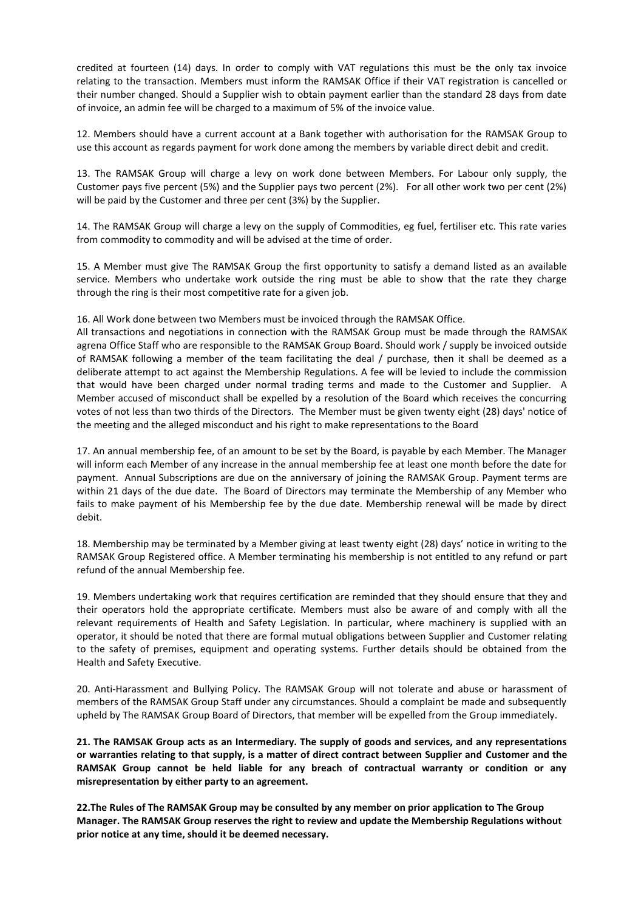credited at fourteen (14) days. In order to comply with VAT regulations this must be the only tax invoice relating to the transaction. Members must inform the RAMSAK Office if their VAT registration is cancelled or their number changed. Should a Supplier wish to obtain payment earlier than the standard 28 days from date of invoice, an admin fee will be charged to a maximum of 5% of the invoice value.

12. Members should have a current account at a Bank together with authorisation for the RAMSAK Group to use this account as regards payment for work done among the members by variable direct debit and credit.

13. The RAMSAK Group will charge a levy on work done between Members. For Labour only supply, the Customer pays five percent (5%) and the Supplier pays two percent (2%). For all other work two per cent (2%) will be paid by the Customer and three per cent (3%) by the Supplier.

14. The RAMSAK Group will charge a levy on the supply of Commodities, eg fuel, fertiliser etc. This rate varies from commodity to commodity and will be advised at the time of order.

15. A Member must give The RAMSAK Group the first opportunity to satisfy a demand listed as an available service. Members who undertake work outside the ring must be able to show that the rate they charge through the ring is their most competitive rate for a given job.

16. All Work done between two Members must be invoiced through the RAMSAK Office.
All transactions and negotiations in connection with the RAMSAK Group must be made through the RAMSAK agrena Office Staff who are responsible to the RAMSAK Group Board. Should work / supply be invoiced outside of RAMSAK following a member of the team facilitating the deal / purchase, then it shall be deemed as a deliberate attempt to act against the Membership Regulations. A fee will be levied to include the commission that would have been charged under normal trading terms and made to the Customer and Supplier. A Member accused of misconduct shall be expelled by a resolution of the Board which receives the concurring votes of not less than two thirds of the Directors. The Member must be given twenty eight (28) days' notice of the meeting and the alleged misconduct and his right to make representations to the Board

17. An annual membership fee, of an amount to be set by the Board, is payable by each Member. The Manager will inform each Member of any increase in the annual membership fee at least one month before the date for payment. Annual Subscriptions are due on the anniversary of joining the RAMSAK Group. Payment terms are within 21 days of the due date. The Board of Directors may terminate the Membership of any Member who fails to make payment of his Membership fee by the due date. Membership renewal will be made by direct debit.

18. Membership may be terminated by a Member giving at least twenty eight (28) days' notice in writing to the RAMSAK Group Registered office. A Member terminating his membership is not entitled to any refund or part refund of the annual Membership fee.

19. Members undertaking work that requires certification are reminded that they should ensure that they and their operators hold the appropriate certificate. Members must also be aware of and comply with all the relevant requirements of Health and Safety Legislation. In particular, where machinery is supplied with an operator, it should be noted that there are formal mutual obligations between Supplier and Customer relating to the safety of premises, equipment and operating systems. Further details should be obtained from the Health and Safety Executive.

20. Anti-Harassment and Bullying Policy. The RAMSAK Group will not tolerate and abuse or harassment of members of the RAMSAK Group Staff under any circumstances. Should a complaint be made and subsequently upheld by The RAMSAK Group Board of Directors, that member will be expelled from the Group immediately.

**21. The RAMSAK Group acts as an Intermediary. The supply of goods and services, and any representations or warranties relating to that supply, is a matter of direct contract between Supplier and Customer and the RAMSAK Group cannot be held liable for any breach of contractual warranty or condition or any misrepresentation by either party to an agreement.**

**22.The Rules of The RAMSAK Group may be consulted by any member on prior application to The Group Manager. The RAMSAK Group reserves the right to review and update the Membership Regulations without prior notice at any time, should it be deemed necessary.**